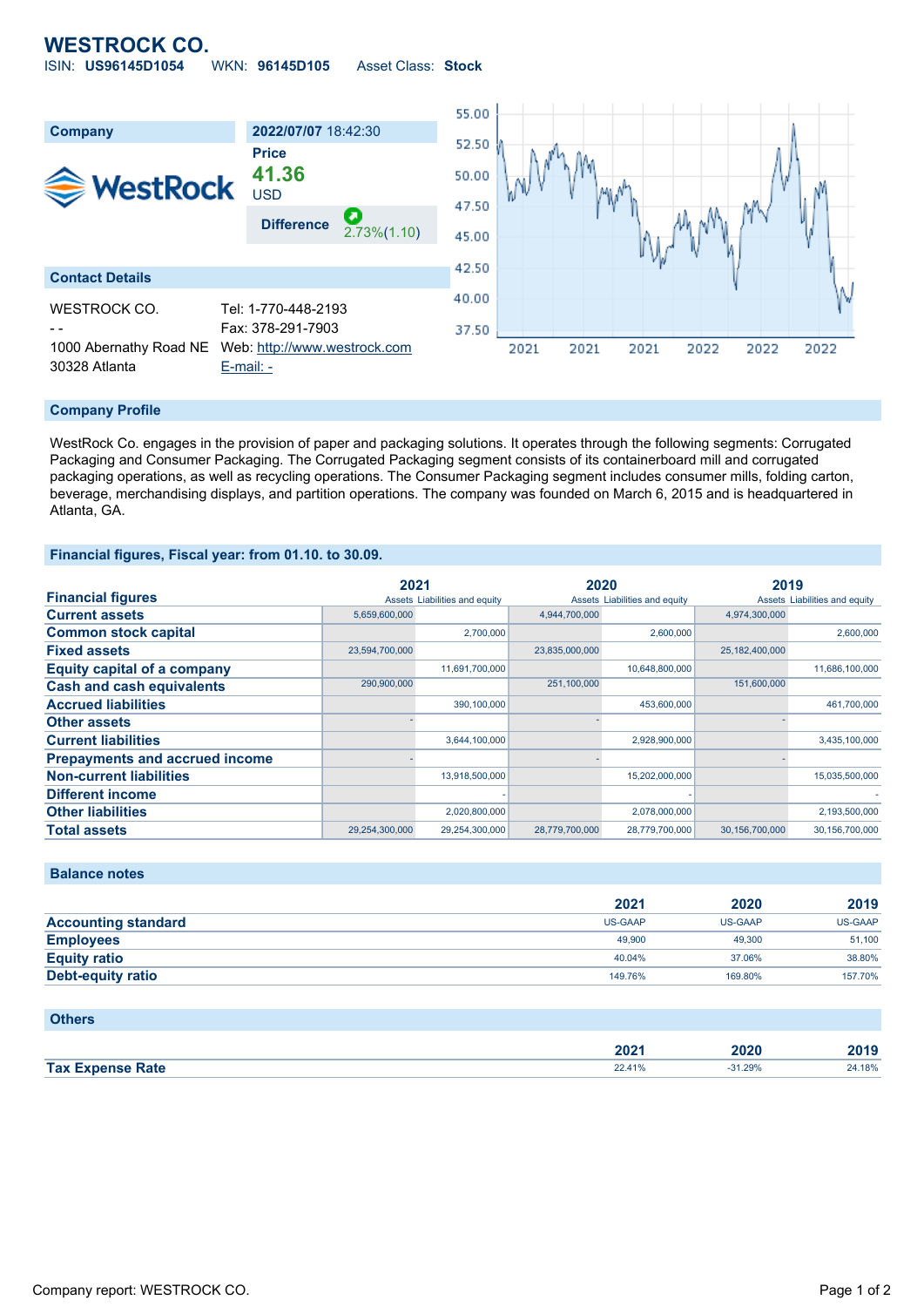# WESTROCK CO.

ISIN: **US96145D1054** WKN: **96145D105** Asset Class: **Stock**

| Company | 2022/07/07 18:42:30 |
|---|---|
| | **Price** |
| | **41.36** |
| | USD |
| | **Difference** 2.73%(1.10) |

## Contact Details

| | |
|---|---|
| WESTROCK CO. | Tel: 1-770-448-2193 |
| - - | Fax: 378-291-7903 |
| 1000 Abernathy Road NE | Web: http://www.westrock.com |
| 30328 Atlanta | E-mail: - |

## Company Profile

WestRock Co. engages in the provision of paper and packaging solutions. It operates through the following segments: Corrugated Packaging and Consumer Packaging. The Corrugated Packaging segment consists of its containerboard mill and corrugated packaging operations, as well as recycling operations. The Consumer Packaging segment includes consumer mills, folding carton, beverage, merchandising displays, and partition operations. The company was founded on March 6, 2015 and is headquartered in Atlanta, GA.

## Financial figures, Fiscal year: from 01.10. to 30.09.

| Financial figures | 2021 | | 2020 | | 2019 | |
|---|---|---|---|---|---|---|
| | Assets | Liabilities and equity | Assets | Liabilities and equity | Assets | Liabilities and equity |
| **Current assets** | 5,659,600,000 | | 4,944,700,000 | | 4,974,300,000 | |
| **Common stock capital** | | 2,700,000 | | 2,600,000 | | 2,600,000 |
| **Fixed assets** | 23,594,700,000 | | 23,835,000,000 | | 25,182,400,000 | |
| **Equity capital of a company** | | 11,691,700,000 | | 10,648,800,000 | | 11,686,100,000 |
| **Cash and cash equivalents** | 290,900,000 | | 251,100,000 | | 151,600,000 | |
| **Accrued liabilities** | | 390,100,000 | | 453,600,000 | | 461,700,000 |
| **Other assets** | - | | - | | - | |
| **Current liabilities** | | 3,644,100,000 | | 2,928,900,000 | | 3,435,100,000 |
| **Prepayments and accrued income** | - | | - | | - | |
| **Non-current liabilities** | | 13,918,500,000 | | 15,202,000,000 | | 15,035,500,000 |
| **Different income** | | - | | - | | - |
| **Other liabilities** | | 2,020,800,000 | | 2,078,000,000 | | 2,193,500,000 |
| **Total assets** | 29,254,300,000 | 29,254,300,000 | 28,779,700,000 | 28,779,700,000 | 30,156,700,000 | 30,156,700,000 |

## Balance notes

| | 2021 | 2020 | 2019 |
|---|---|---|---|
| **Accounting standard** | US-GAAP | US-GAAP | US-GAAP |
| **Employees** | 49,900 | 49,300 | 51,100 |
| **Equity ratio** | 40.04% | 37.06% | 38.80% |
| **Debt-equity ratio** | 149.76% | 169.80% | 157.70% |

## Others

| | 2021 | 2020 | 2019 |
|---|---|---|---|
| **Tax Expense Rate** | 22.41% | -31.29% | 24.18% |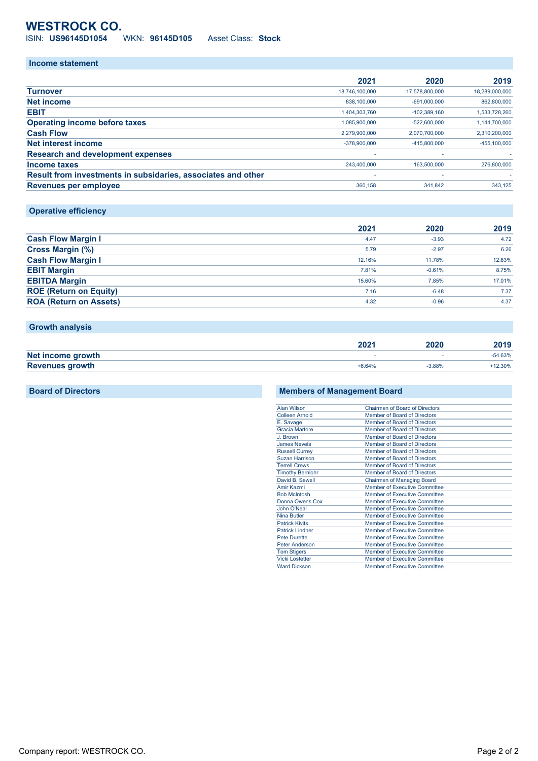# WESTROCK CO.

ISIN: **US96145D1054** WKN: **96145D105** Asset Class: **Stock**

## Income statement

| | 2021 | 2020 | 2019 |
|---|---|---|---|
| **Turnover** | 18,746,100,000 | 17,578,800,000 | 18,289,000,000 |
| **Net income** | 838,100,000 | -691,000,000 | 862,800,000 |
| **EBIT** | 1,404,303,760 | -102,389,160 | 1,533,728,260 |
| **Operating income before taxes** | 1,085,900,000 | -522,600,000 | 1,144,700,000 |
| **Cash Flow** | 2,279,900,000 | 2,070,700,000 | 2,310,200,000 |
| **Net interest income** | -378,900,000 | -415,800,000 | -455,100,000 |
| **Research and development expenses** | - | - | - |
| **Income taxes** | 243,400,000 | 163,500,000 | 276,800,000 |
| **Result from investments in subsidaries, associates and other** | - | - | - |
| **Revenues per employee** | 360,158 | 341,842 | 343,125 |

## Operative efficiency

| | 2021 | 2020 | 2019 |
|---|---|---|---|
| **Cash Flow Margin I** | 4.47 | -3.93 | 4.72 |
| **Cross Margin (%)** | 5.79 | -2.97 | 6.26 |
| **Cash Flow Margin I** | 12.16% | 11.78% | 12.63% |
| **EBIT Margin** | 7.81% | -0.61% | 8.75% |
| **EBITDA Margin** | 15.60% | 7.85% | 17.01% |
| **ROE (Return on Equity)** | 7.16 | -6.48 | 7.37 |
| **ROA (Return on Assets)** | 4.32 | -0.96 | 4.37 |

## Growth analysis

| | 2021 | 2020 | 2019 |
|---|---|---|---|
| **Net income growth** | - | - | -54.63% |
| **Revenues growth** | +6.64% | -3.88% | +12.30% |

## Board of Directors

## Members of Management Board

| | |
|---|---|
| Alan Wilson | Chairman of Board of Directors |
| Colleen Arnold | Member of Board of Directors |
| E. Savage | Member of Board of Directors |
| Gracia Martore | Member of Board of Directors |
| J. Brown | Member of Board of Directors |
| James Nevels | Member of Board of Directors |
| Russell Currey | Member of Board of Directors |
| Suzan Harrison | Member of Board of Directors |
| Terrell Crews | Member of Board of Directors |
| Timothy Bernlohr | Member of Board of Directors |
| David B. Sewell | Chairman of Managing Board |
| Amir Kazmi | Member of Executive Committee |
| Bob McIntosh | Member of Executive Committee |
| Donna Owens Cox | Member of Executive Committee |
| John O'Neal | Member of Executive Committee |
| Nina Butler | Member of Executive Committee |
| Patrick Kivits | Member of Executive Committee |
| Patrick Lindner | Member of Executive Committee |
| Pete Durette | Member of Executive Committee |
| Peter Anderson | Member of Executive Committee |
| Tom Stigers | Member of Executive Committee |
| Vicki Lostetter | Member of Executive Committee |
| Ward Dickson | Member of Executive Committee |